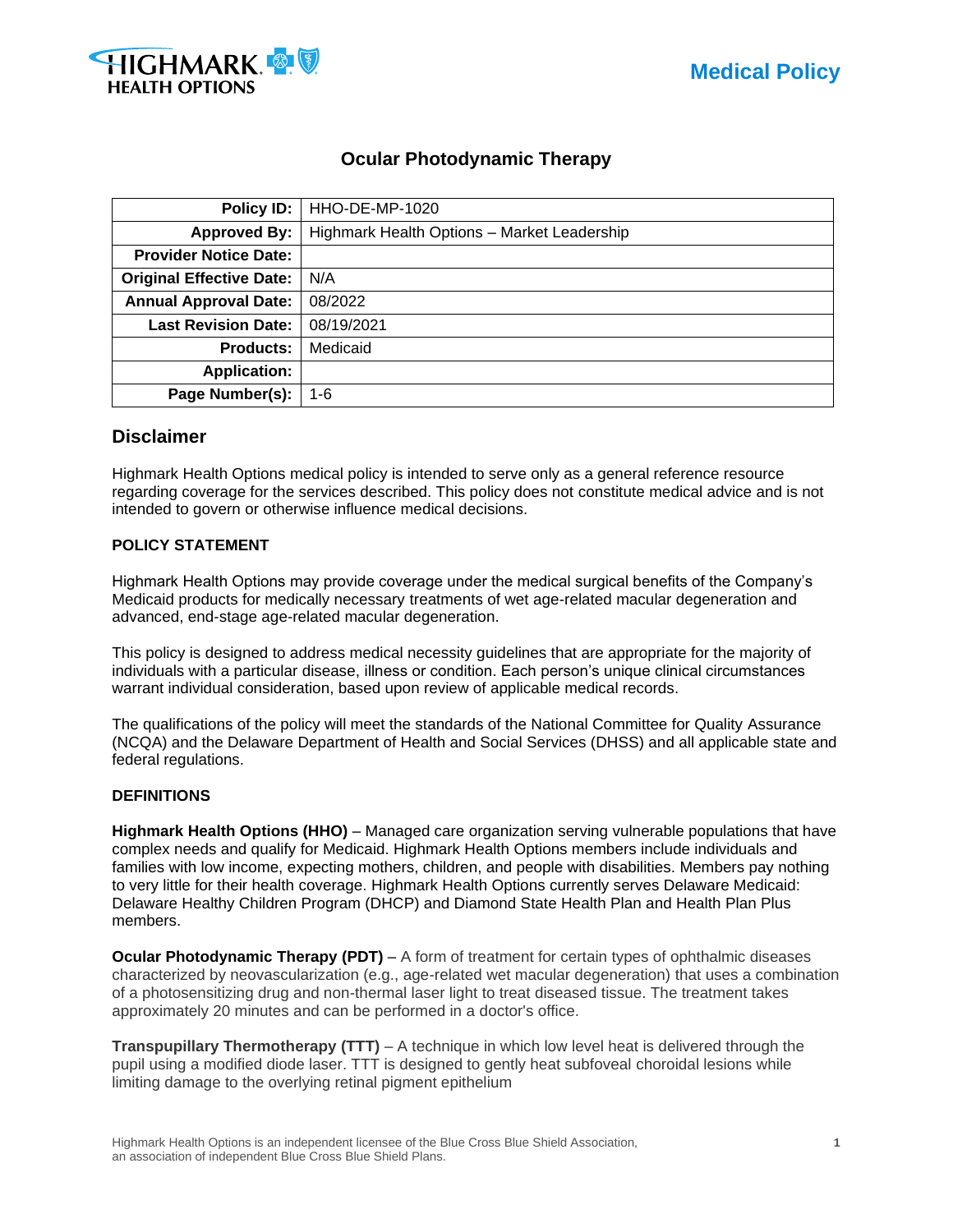# Ocular Photodynamic Therapy

| | |
|---|---|
| **Policy ID:** | HHO-DE-MP-1020 |
| **Approved By:** | Highmark Health Options – Market Leadership |
| **Provider Notice Date:** | |
| **Original Effective Date:** | N/A |
| **Annual Approval Date:** | 08/2022 |
| **Last Revision Date:** | 08/19/2021 |
| **Products:** | Medicaid |
| **Application:** | |
| **Page Number(s):** | 1-6 |

## Disclaimer

Highmark Health Options medical policy is intended to serve only as a general reference resource regarding coverage for the services described. This policy does not constitute medical advice and is not intended to govern or otherwise influence medical decisions.

### POLICY STATEMENT

Highmark Health Options may provide coverage under the medical surgical benefits of the Company's Medicaid products for medically necessary treatments of wet age-related macular degeneration and advanced, end-stage age-related macular degeneration.

This policy is designed to address medical necessity guidelines that are appropriate for the majority of individuals with a particular disease, illness or condition. Each person's unique clinical circumstances warrant individual consideration, based upon review of applicable medical records.

The qualifications of the policy will meet the standards of the National Committee for Quality Assurance (NCQA) and the Delaware Department of Health and Social Services (DHSS) and all applicable state and federal regulations.

### DEFINITIONS

**Highmark Health Options (HHO)** – Managed care organization serving vulnerable populations that have complex needs and qualify for Medicaid. Highmark Health Options members include individuals and families with low income, expecting mothers, children, and people with disabilities. Members pay nothing to very little for their health coverage. Highmark Health Options currently serves Delaware Medicaid: Delaware Healthy Children Program (DHCP) and Diamond State Health Plan and Health Plan Plus members.

**Ocular Photodynamic Therapy (PDT)** – A form of treatment for certain types of ophthalmic diseases characterized by neovascularization (e.g., age-related wet macular degeneration) that uses a combination of a photosensitizing drug and non-thermal laser light to treat diseased tissue. The treatment takes approximately 20 minutes and can be performed in a doctor's office.

**Transpupillary Thermotherapy (TTT)** – A technique in which low level heat is delivered through the pupil using a modified diode laser. TTT is designed to gently heat subfoveal choroidal lesions while limiting damage to the overlying retinal pigment epithelium

Highmark Health Options is an independent licensee of the Blue Cross Blue Shield Association, an association of independent Blue Cross Blue Shield Plans.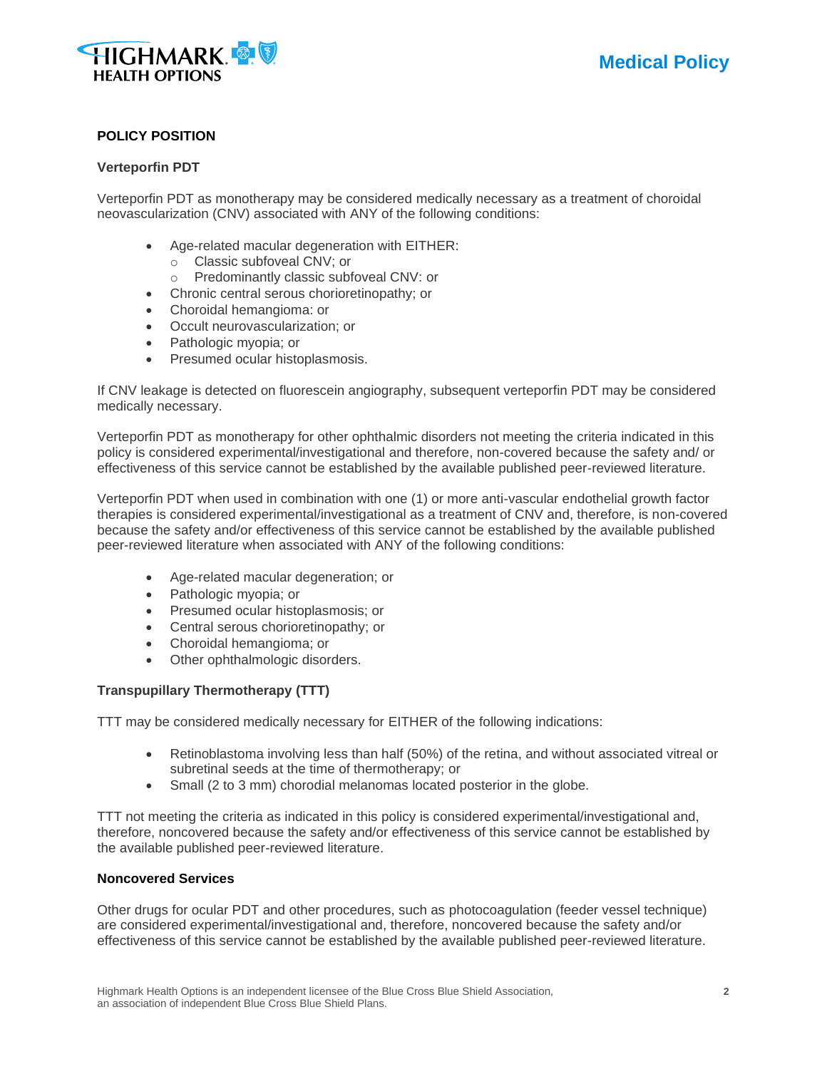## POLICY POSITION

### Verteporfin PDT

Verteporfin PDT as monotherapy may be considered medically necessary as a treatment of choroidal neovascularization (CNV) associated with ANY of the following conditions:

- Age-related macular degeneration with EITHER:
  - Classic subfoveal CNV; or
  - Predominantly classic subfoveal CNV: or
- Chronic central serous chorioretinopathy; or
- Choroidal hemangioma: or
- Occult neurovascularization; or
- Pathologic myopia; or
- Presumed ocular histoplasmosis.

If CNV leakage is detected on fluorescein angiography, subsequent verteporfin PDT may be considered medically necessary.

Verteporfin PDT as monotherapy for other ophthalmic disorders not meeting the criteria indicated in this policy is considered experimental/investigational and therefore, non-covered because the safety and/ or effectiveness of this service cannot be established by the available published peer-reviewed literature.

Verteporfin PDT when used in combination with one (1) or more anti-vascular endothelial growth factor therapies is considered experimental/investigational as a treatment of CNV and, therefore, is non-covered because the safety and/or effectiveness of this service cannot be established by the available published peer-reviewed literature when associated with ANY of the following conditions:

- Age-related macular degeneration; or
- Pathologic myopia; or
- Presumed ocular histoplasmosis; or
- Central serous chorioretinopathy; or
- Choroidal hemangioma; or
- Other ophthalmologic disorders.

### Transpupillary Thermotherapy (TTT)

TTT may be considered medically necessary for EITHER of the following indications:

- Retinoblastoma involving less than half (50%) of the retina, and without associated vitreal or subretinal seeds at the time of thermotherapy; or
- Small (2 to 3 mm) chorodial melanomas located posterior in the globe.

TTT not meeting the criteria as indicated in this policy is considered experimental/investigational and, therefore, noncovered because the safety and/or effectiveness of this service cannot be established by the available published peer-reviewed literature.

### Noncovered Services

Other drugs for ocular PDT and other procedures, such as photocoagulation (feeder vessel technique) are considered experimental/investigational and, therefore, noncovered because the safety and/or effectiveness of this service cannot be established by the available published peer-reviewed literature.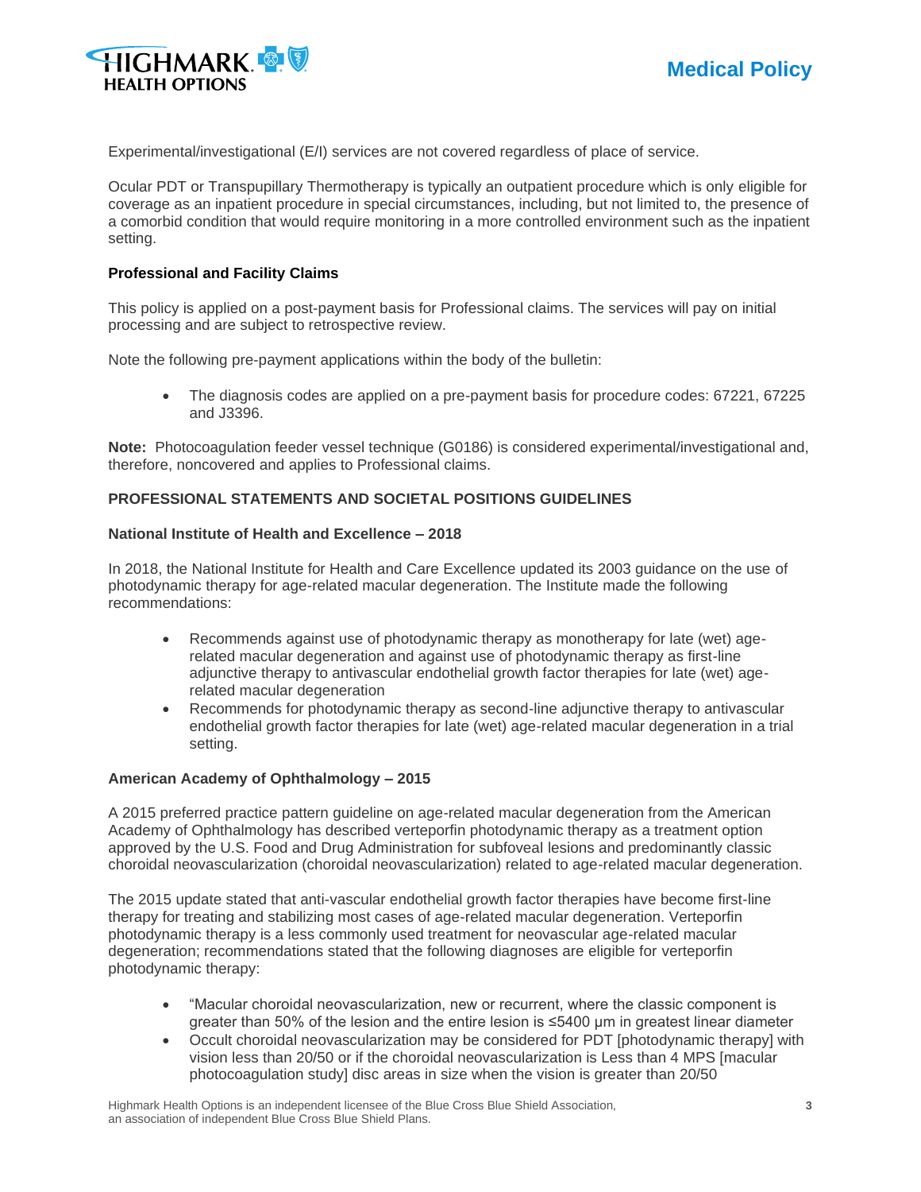Experimental/investigational (E/I) services are not covered regardless of place of service.

Ocular PDT or Transpupillary Thermotherapy is typically an outpatient procedure which is only eligible for coverage as an inpatient procedure in special circumstances, including, but not limited to, the presence of a comorbid condition that would require monitoring in a more controlled environment such as the inpatient setting.

**Professional and Facility Claims**

This policy is applied on a post-payment basis for Professional claims. The services will pay on initial processing and are subject to retrospective review.

Note the following pre-payment applications within the body of the bulletin:

- The diagnosis codes are applied on a pre-payment basis for procedure codes: 67221, 67225 and J3396.

**Note:** Photocoagulation feeder vessel technique (G0186) is considered experimental/investigational and, therefore, noncovered and applies to Professional claims.

## PROFESSIONAL STATEMENTS AND SOCIETAL POSITIONS GUIDELINES

### National Institute of Health and Excellence – 2018

In 2018, the National Institute for Health and Care Excellence updated its 2003 guidance on the use of photodynamic therapy for age-related macular degeneration. The Institute made the following recommendations:

- Recommends against use of photodynamic therapy as monotherapy for late (wet) age-related macular degeneration and against use of photodynamic therapy as first-line adjunctive therapy to antivascular endothelial growth factor therapies for late (wet) age-related macular degeneration
- Recommends for photodynamic therapy as second-line adjunctive therapy to antivascular endothelial growth factor therapies for late (wet) age-related macular degeneration in a trial setting.

### American Academy of Ophthalmology – 2015

A 2015 preferred practice pattern guideline on age-related macular degeneration from the American Academy of Ophthalmology has described verteporfin photodynamic therapy as a treatment option approved by the U.S. Food and Drug Administration for subfoveal lesions and predominantly classic choroidal neovascularization (choroidal neovascularization) related to age-related macular degeneration.

The 2015 update stated that anti-vascular endothelial growth factor therapies have become first-line therapy for treating and stabilizing most cases of age-related macular degeneration. Verteporfin photodynamic therapy is a less commonly used treatment for neovascular age-related macular degeneration; recommendations stated that the following diagnoses are eligible for verteporfin photodynamic therapy:

- "Macular choroidal neovascularization, new or recurrent, where the classic component is greater than 50% of the lesion and the entire lesion is ≤5400 µm in greatest linear diameter
- Occult choroidal neovascularization may be considered for PDT [photodynamic therapy] with vision less than 20/50 or if the choroidal neovascularization is Less than 4 MPS [macular photocoagulation study] disc areas in size when the vision is greater than 20/50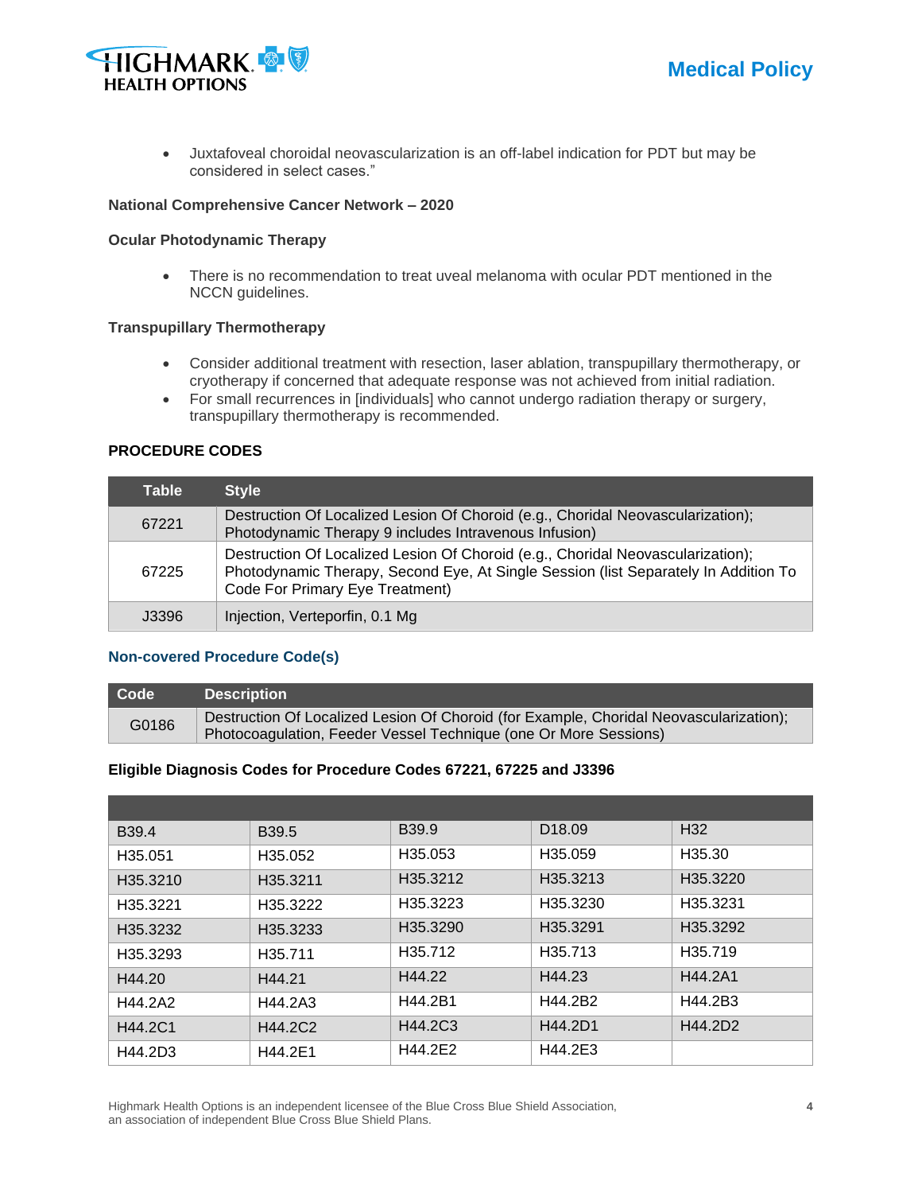- Juxtafoveal choroidal neovascularization is an off-label indication for PDT but may be considered in select cases."

**National Comprehensive Cancer Network – 2020**

**Ocular Photodynamic Therapy**

- There is no recommendation to treat uveal melanoma with ocular PDT mentioned in the NCCN guidelines.

**Transpupillary Thermotherapy**

- Consider additional treatment with resection, laser ablation, transpupillary thermotherapy, or cryotherapy if concerned that adequate response was not achieved from initial radiation.
- For small recurrences in [individuals] who cannot undergo radiation therapy or surgery, transpupillary thermotherapy is recommended.

**PROCEDURE CODES**

| Table | Style |
|---|---|
| 67221 | Destruction Of Localized Lesion Of Choroid (e.g., Choridal Neovascularization); Photodynamic Therapy 9 includes Intravenous Infusion) |
| 67225 | Destruction Of Localized Lesion Of Choroid (e.g., Choridal Neovascularization); Photodynamic Therapy, Second Eye, At Single Session (list Separately In Addition To Code For Primary Eye Treatment) |
| J3396 | Injection, Verteporfin, 0.1 Mg |

### Non-covered Procedure Code(s)

| Code | Description |
|---|---|
| G0186 | Destruction Of Localized Lesion Of Choroid (for Example, Choridal Neovascularization); Photocoagulation, Feeder Vessel Technique (one Or More Sessions) |

**Eligible Diagnosis Codes for Procedure Codes 67221, 67225 and J3396**

| | | | | |
|---|---|---|---|---|
| B39.4 | B39.5 | B39.9 | D18.09 | H32 |
| H35.051 | H35.052 | H35.053 | H35.059 | H35.30 |
| H35.3210 | H35.3211 | H35.3212 | H35.3213 | H35.3220 |
| H35.3221 | H35.3222 | H35.3223 | H35.3230 | H35.3231 |
| H35.3232 | H35.3233 | H35.3290 | H35.3291 | H35.3292 |
| H35.3293 | H35.711 | H35.712 | H35.713 | H35.719 |
| H44.20 | H44.21 | H44.22 | H44.23 | H44.2A1 |
| H44.2A2 | H44.2A3 | H44.2B1 | H44.2B2 | H44.2B3 |
| H44.2C1 | H44.2C2 | H44.2C3 | H44.2D1 | H44.2D2 |
| H44.2D3 | H44.2E1 | H44.2E2 | H44.2E3 | |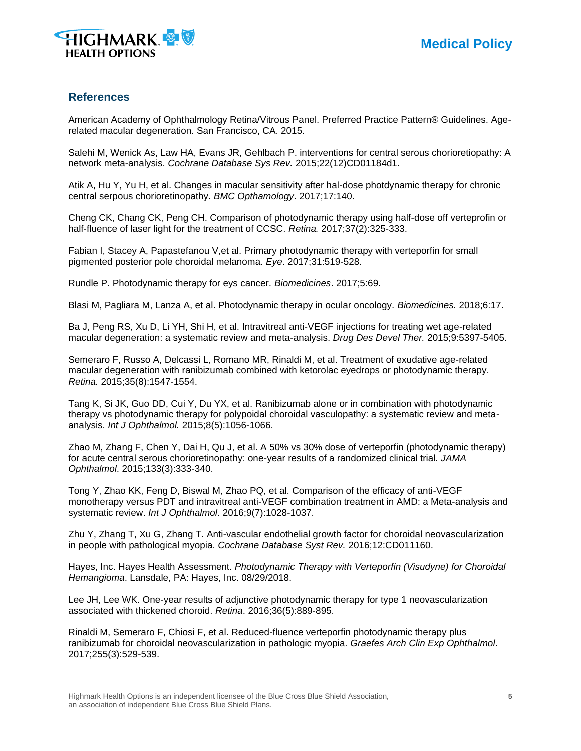## References

American Academy of Ophthalmology Retina/Vitrous Panel. Preferred Practice Pattern® Guidelines. Age-related macular degeneration. San Francisco, CA. 2015.

Salehi M, Wenick As, Law HA, Evans JR, Gehlbach P. interventions for central serous chorioretiopathy: A network meta-analysis. *Cochrane Database Sys Rev.* 2015;22(12)CD01184d1.

Atik A, Hu Y, Yu H, et al. Changes in macular sensitivity after hal-dose photdynamic therapy for chronic central serpous chorioretinopathy. *BMC Opthamology*. 2017;17:140.

Cheng CK, Chang CK, Peng CH. Comparison of photodynamic therapy using half-dose off verteprofin or half-fluence of laser light for the treatment of CCSC. *Retina.* 2017;37(2):325-333.

Fabian I, Stacey A, Papastefanou V,et al. Primary photodynamic therapy with verteporfin for small pigmented posterior pole choroidal melanoma. *Eye*. 2017;31:519-528.

Rundle P. Photodynamic therapy for eys cancer. *Biomedicines*. 2017;5:69.

Blasi M, Pagliara M, Lanza A, et al. Photodynamic therapy in ocular oncology. *Biomedicines.* 2018;6:17.

Ba J, Peng RS, Xu D, Li YH, Shi H, et al. Intravitreal anti-VEGF injections for treating wet age-related macular degeneration: a systematic review and meta-analysis. *Drug Des Devel Ther.* 2015;9:5397-5405.

Semeraro F, Russo A, Delcassi L, Romano MR, Rinaldi M, et al. Treatment of exudative age-related macular degeneration with ranibizumab combined with ketorolac eyedrops or photodynamic therapy. *Retina.* 2015;35(8):1547-1554.

Tang K, Si JK, Guo DD, Cui Y, Du YX, et al. Ranibizumab alone or in combination with photodynamic therapy vs photodynamic therapy for polypoidal choroidal vasculopathy: a systematic review and meta-analysis. *Int J Ophthalmol.* 2015;8(5):1056-1066.

Zhao M, Zhang F, Chen Y, Dai H, Qu J, et al. A 50% vs 30% dose of verteporfin (photodynamic therapy) for acute central serous chorioretinopathy: one-year results of a randomized clinical trial. *JAMA Ophthalmol*. 2015;133(3):333-340.

Tong Y, Zhao KK, Feng D, Biswal M, Zhao PQ, et al. Comparison of the efficacy of anti-VEGF monotherapy versus PDT and intravitreal anti-VEGF combination treatment in AMD: a Meta-analysis and systematic review. *Int J Ophthalmol*. 2016;9(7):1028-1037.

Zhu Y, Zhang T, Xu G, Zhang T. Anti-vascular endothelial growth factor for choroidal neovascularization in people with pathological myopia. *Cochrane Database Syst Rev.* 2016;12:CD011160.

Hayes, Inc. Hayes Health Assessment. *Photodynamic Therapy with Verteporfin (Visudyne) for Choroidal Hemangioma*. Lansdale, PA: Hayes, Inc. 08/29/2018.

Lee JH, Lee WK. One-year results of adjunctive photodynamic therapy for type 1 neovascularization associated with thickened choroid. *Retina*. 2016;36(5):889-895.

Rinaldi M, Semeraro F, Chiosi F, et al. Reduced-fluence verteporfin photodynamic therapy plus ranibizumab for choroidal neovascularization in pathologic myopia. *Graefes Arch Clin Exp Ophthalmol*. 2017;255(3):529-539.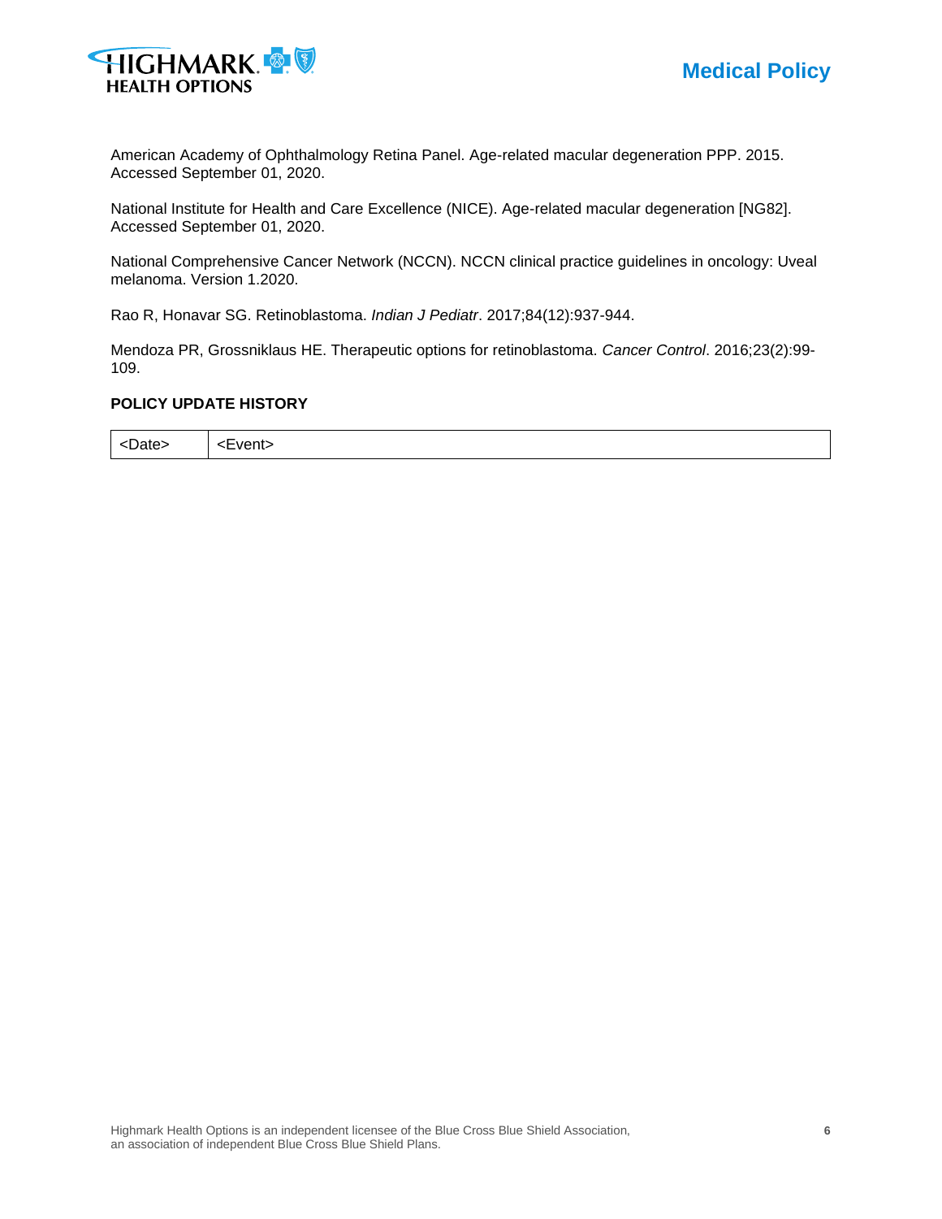American Academy of Ophthalmology Retina Panel. Age-related macular degeneration PPP. 2015. Accessed September 01, 2020.

National Institute for Health and Care Excellence (NICE). Age-related macular degeneration [NG82]. Accessed September 01, 2020.

National Comprehensive Cancer Network (NCCN). NCCN clinical practice guidelines in oncology: Uveal melanoma. Version 1.2020.

Rao R, Honavar SG. Retinoblastoma. *Indian J Pediatr*. 2017;84(12):937-944.

Mendoza PR, Grossniklaus HE. Therapeutic options for retinoblastoma. *Cancer Control*. 2016;23(2):99-109.

**POLICY UPDATE HISTORY**

| | |
|---|---|
| <Date> | <Event> |

Highmark Health Options is an independent licensee of the Blue Cross Blue Shield Association, an association of independent Blue Cross Blue Shield Plans.